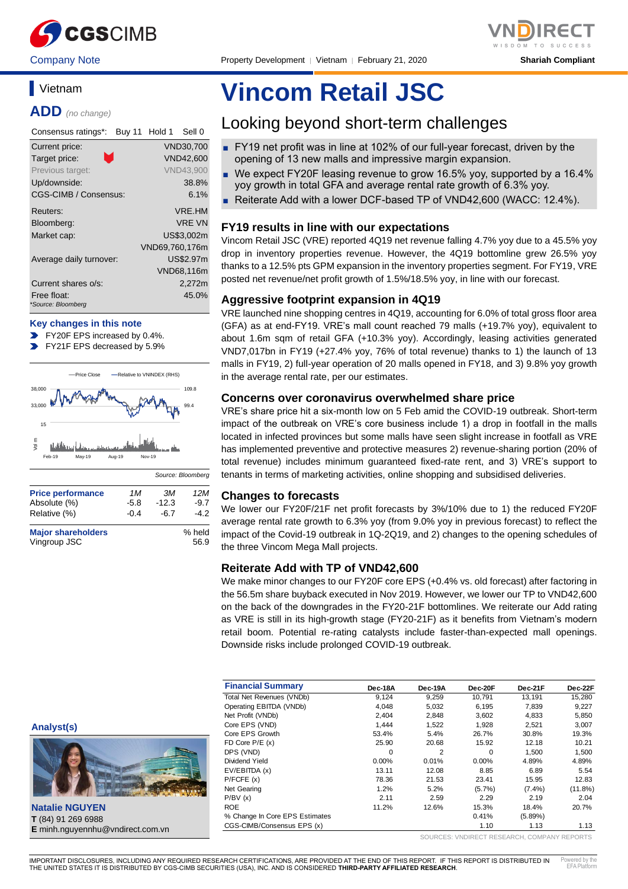Company Note | Property Development | Vietnam | February 21, 2020

Shariah Compliant

# Vincom Retail JSC

## Looking beyond short-term challenges

- FY19 net profit was in line at 102% of our full-year forecast, driven by the opening of 13 new malls and impressive margin expansion.
- We expect FY20F leasing revenue to grow 16.5% yoy, supported by a 16.4% yoy growth in total GFA and average rental rate growth of 6.3% yoy.
- Reiterate Add with a lower DCF-based TP of VND42,600 (WACC: 12.4%).

**Vietnam**

**ADD** *(no change)*

| Consensus ratings*: | Buy 11 Hold 1 Sell 0 |
|---|---|
| Current price: | VND30,700 |
| Target price: | VND42,600 |
| Previous target: | VND43,900 |
| Up/downside: | 38.8% |
| CGS-CIMB / Consensus: | 6.1% |
| Reuters: | VRE.HM |
| Bloomberg: | VRE VN |
| Market cap: | US$3,002m |
| | VND69,760,176m |
| Average daily turnover: | US$2.97m |
| | VND68,116m |
| Current shares o/s: | 2,272m |
| Free float: | 45.0% |

*Source: Bloomberg

**Key changes in this note**

- FY20F EPS increased by 0.4%.
- FY21F EPS decreased by 5.9%

Source: Bloomberg

| Price performance | 1M | 3M | 12M |
|---|---|---|---|
| Absolute (%) | -5.8 | -12.3 | -9.7 |
| Relative (%) | -0.4 | -6.7 | -4.2 |

| Major shareholders | % held |
|---|---|
| Vingroup JSC | 56.9 |

### FY19 results in line with our expectations

Vincom Retail JSC (VRE) reported 4Q19 net revenue falling 4.7% yoy due to a 45.5% yoy drop in inventory properties revenue. However, the 4Q19 bottomline grew 26.5% yoy thanks to a 12.5% pts GPM expansion in the inventory properties segment. For FY19, VRE posted net revenue/net profit growth of 1.5%/18.5% yoy, in line with our forecast.

### Aggressive footprint expansion in 4Q19

VRE launched nine shopping centres in 4Q19, accounting for 6.0% of total gross floor area (GFA) as at end-FY19. VRE's mall count reached 79 malls (+19.7% yoy), equivalent to about 1.6m sqm of retail GFA (+10.3% yoy). Accordingly, leasing activities generated VND7,017bn in FY19 (+27.4% yoy, 76% of total revenue) thanks to 1) the launch of 13 malls in FY19, 2) full-year operation of 20 malls opened in FY18, and 3) 9.8% yoy growth in the average rental rate, per our estimates.

### Concerns over coronavirus overwhelmed share price

VRE's share price hit a six-month low on 5 Feb amid the COVID-19 outbreak. Short-term impact of the outbreak on VRE's core business include 1) a drop in footfall in the malls located in infected provinces but some malls have seen slight increase in footfall as VRE has implemented preventive and protective measures 2) revenue-sharing portion (20% of total revenue) includes minimum guaranteed fixed-rate rent, and 3) VRE's support to tenants in terms of marketing activities, online shopping and subsidised deliveries.

### Changes to forecasts

We lower our FY20F/21F net profit forecasts by 3%/10% due to 1) the reduced FY20F average rental rate growth to 6.3% yoy (from 9.0% yoy in previous forecast) to reflect the impact of the Covid-19 outbreak in 1Q-2Q19, and 2) changes to the opening schedules of the three Vincom Mega Mall projects.

### Reiterate Add with TP of VND42,600

We make minor changes to our FY20F core EPS (+0.4% vs. old forecast) after factoring in the 56.5m share buyback executed in Nov 2019. However, we lower our TP to VND42,600 on the back of the downgrades in the FY20-21F bottomlines. We reiterate our Add rating as VRE is still in its high-growth stage (FY20-21F) as it benefits from Vietnam's modern retail boom. Potential re-rating catalysts include faster-than-expected mall openings. Downside risks include prolonged COVID-19 outbreak.

**Analyst(s)**

**Natalie NGUYEN**
**T** (84) 91 269 6988
**E** minh.nguyennhu@vndirect.com.vn

| Financial Summary | Dec-18A | Dec-19A | Dec-20F | Dec-21F | Dec-22F |
|---|---|---|---|---|---|
| Total Net Revenues (VNDb) | 9,124 | 9,259 | 10,791 | 13,191 | 15,280 |
| Operating EBITDA (VNDb) | 4,048 | 5,032 | 6,195 | 7,839 | 9,227 |
| Net Profit (VNDb) | 2,404 | 2,848 | 3,602 | 4,833 | 5,850 |
| Core EPS (VND) | 1,444 | 1,522 | 1,928 | 2,521 | 3,007 |
| Core EPS Growth | 53.4% | 5.4% | 26.7% | 30.8% | 19.3% |
| FD Core P/E (x) | 25.90 | 20.68 | 15.92 | 12.18 | 10.21 |
| DPS (VND) | 0 | 2 | 0 | 1,500 | 1,500 |
| Dividend Yield | 0.00% | 0.01% | 0.00% | 4.89% | 4.89% |
| EV/EBITDA (x) | 13.11 | 12.08 | 8.85 | 6.89 | 5.54 |
| P/FCFE (x) | 78.36 | 21.53 | 23.41 | 15.95 | 12.83 |
| Net Gearing | 1.2% | 5.2% | (5.7%) | (7.4%) | (11.8%) |
| P/BV (x) | 2.11 | 2.59 | 2.29 | 2.19 | 2.04 |
| ROE | 11.2% | 12.6% | 15.3% | 18.4% | 20.7% |
| % Change In Core EPS Estimates | | | 0.41% | (5.89%) | |
| CGS-CIMB/Consensus EPS (x) | | | 1.10 | 1.13 | 1.13 |

SOURCES: VNDIRECT RESEARCH, COMPANY REPORTS

IMPORTANT DISCLOSURES, INCLUDING ANY REQUIRED RESEARCH CERTIFICATIONS, ARE PROVIDED AT THE END OF THIS REPORT. IF THIS REPORT IS DISTRIBUTED IN THE UNITED STATES IT IS DISTRIBUTED BY CGS-CIMB SECURITIES (USA), INC. AND IS CONSIDERED **THIRD-PARTY AFFILIATED RESEARCH**.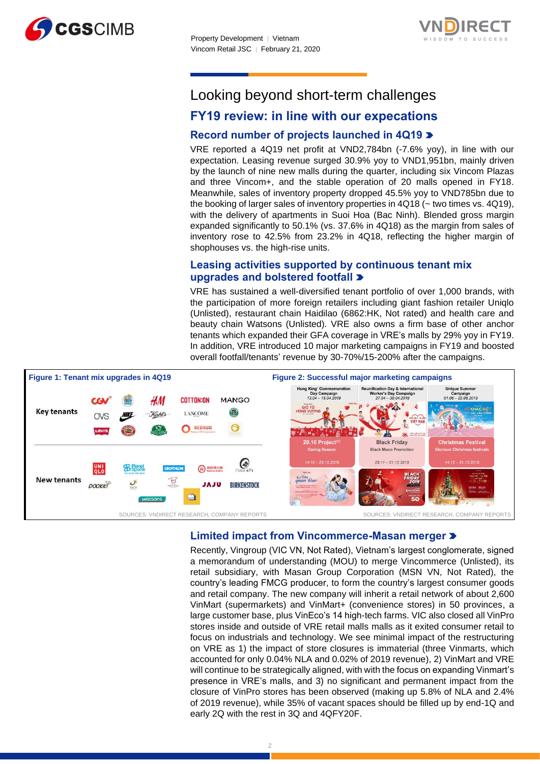# Looking beyond short-term challenges

## FY19 review: in line with our expecations

### Record number of projects launched in 4Q19

VRE reported a 4Q19 net profit at VND2,784bn (-7.6% yoy), in line with our expectation. Leasing revenue surged 30.9% yoy to VND1,951bn, mainly driven by the launch of nine new malls during the quarter, including six Vincom Plazas and three Vincom+, and the stable operation of 20 malls opened in FY18. Meanwhile, sales of inventory property dropped 45.5% yoy to VND785bn due to the booking of larger sales of inventory properties in 4Q18 (~ two times vs. 4Q19), with the delivery of apartments in Suoi Hoa (Bac Ninh). Blended gross margin expanded significantly to 50.1% (vs. 37.6% in 4Q18) as the margin from sales of inventory rose to 42.5% from 23.2% in 4Q18, reflecting the higher margin of shophouses vs. the high-rise units.

### Leasing activities supported by continuous tenant mix upgrades and bolstered footfall

VRE has sustained a well-diversified tenant portfolio of over 1,000 brands, with the participation of more foreign retailers including giant fashion retailer Uniqlo (Unlisted), restaurant chain Haidilao (6862:HK, Not rated) and health care and beauty chain Watsons (Unlisted). VRE also owns a firm base of other anchor tenants which expanded their GFA coverage in VRE's malls by 29% yoy in FY19. In addition, VRE introduced 10 major marketing campaigns in FY19 and boosted overall footfall/tenants' revenue by 30-70%/15-200% after the campaigns.

**Figure 1: Tenant mix upgrades in 4Q19**

Key tenants: CGV, H&M, COTTON:ON, MANGO, OVS, NIKE, Kiehl's, LANCÔME, Starbucks, Levi's, REDSUN

New tenants: UNIQLO, Planet Sports, DECATHLON, Haidilao, Pizza 4P's, DOOKKI, JAJU, BIRKENSTOCK, watsons

SOURCES: VNDIRECT RESEARCH, COMPANY REPORTS

**Figure 2: Successful major marketing campaigns**

| Hung King' Commemoration Day Campaign 13.04 – 15.04.2019 | Reunification Day & International Worker's Day Campaign 27.04 – 30.04.2019 | Unique Summer Campaign 01.06 – 22.06.2019 |
|---|---|---|
| 20.10 Project(1) Caring Season 14.10 – 20.10.2019 | Black Friday Black Moon Promotion 29.11 – 01.12.2019 | Christmas Festival Glorious Christmas festivals 14.12 – 31.12.2019 |

SOURCES: VNDIRECT RESEARCH, COMPANY REPORTS

### Limited impact from Vincommerce-Masan merger

Recently, Vingroup (VIC VN, Not Rated), Vietnam's largest conglomerate, signed a memorandum of understanding (MOU) to merge Vincommerce (Unlisted), its retail subsidiary, with Masan Group Corporation (MSN VN, Not Rated), the country's leading FMCG producer, to form the country's largest consumer goods and retail company. The new company will inherit a retail network of about 2,600 VinMart (supermarkets) and VinMart+ (convenience stores) in 50 provinces, a large customer base, plus VinEco's 14 high-tech farms. VIC also closed all VinPro stores inside and outside of VRE retail malls malls as it exited consumer retail to focus on industrials and technology. We see minimal impact of the restructuring on VRE as 1) the impact of store closures is immaterial (three Vinmarts, which accounted for only 0.04% NLA and 0.02% of 2019 revenue), 2) VinMart and VRE will continue to be strategically aligned, with with the focus on expanding Vinmart's presence in VRE's malls, and 3) no significant and permanent impact from the closure of VinPro stores has been observed (making up 5.8% of NLA and 2.4% of 2019 revenue), while 35% of vacant spaces should be filled up by end-1Q and early 2Q with the rest in 3Q and 4QFY20F.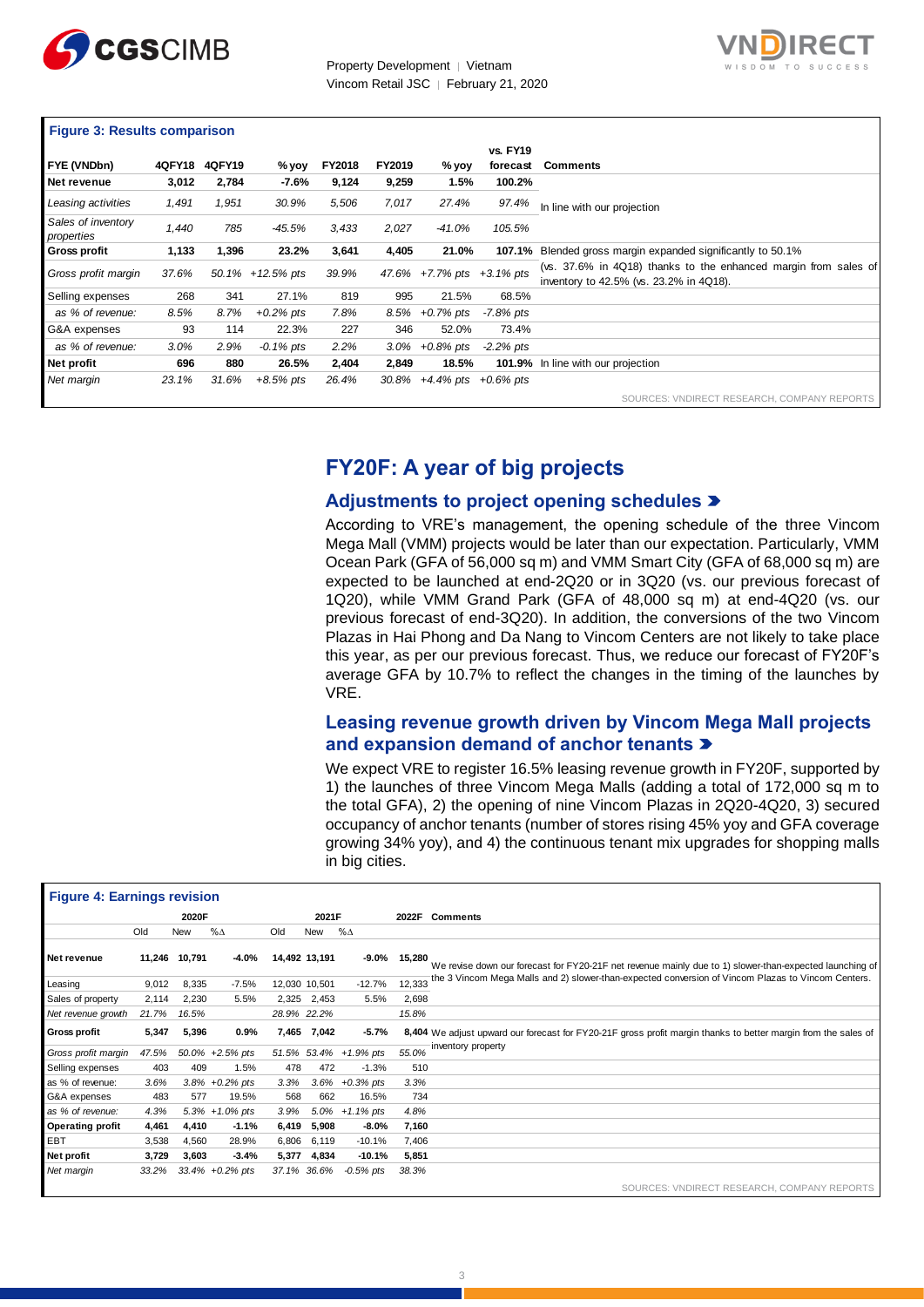**Figure 3: Results comparison**

| FYE (VNDbn) | 4QFY18 | 4QFY19 | % yoy | FY2018 | FY2019 | % yoy | vs. FY19 forecast | Comments |
|---|---|---|---|---|---|---|---|---|
| **Net revenue** | **3,012** | **2,784** | **-7.6%** | **9,124** | **9,259** | **1.5%** | **100.2%** | |
| *Leasing activities* | *1,491* | *1,951* | *30.9%* | *5,506* | *7,017* | *27.4%* | *97.4%* | In line with our projection |
| *Sales of inventory properties* | *1,440* | *785* | *-45.5%* | *3,433* | *2,027* | *-41.0%* | *105.5%* | |
| **Gross profit** | **1,133** | **1,396** | **23.2%** | **3,641** | **4,405** | **21.0%** | **107.1%** | Blended gross margin expanded significantly to 50.1% |
| *Gross profit margin* | *37.6%* | *50.1%* | *+12.5% pts* | *39.9%* | *47.6%* | *+7.7% pts* | *+3.1% pts* | (vs. 37.6% in 4Q18) thanks to the enhanced margin from sales of inventory to 42.5% (vs. 23.2% in 4Q18). |
| Selling expenses | 268 | 341 | 27.1% | 819 | 995 | 21.5% | 68.5% | |
| *as % of revenue:* | *8.5%* | *8.7%* | *+0.2% pts* | *7.8%* | *8.5%* | *+0.7% pts* | *-7.8% pts* | |
| G&A expenses | 93 | 114 | 22.3% | 227 | 346 | 52.0% | 73.4% | |
| *as % of revenue:* | *3.0%* | *2.9%* | *-0.1% pts* | *2.2%* | *3.0%* | *+0.8% pts* | *-2.2% pts* | |
| **Net profit** | **696** | **880** | **26.5%** | **2,404** | **2,849** | **18.5%** | **101.9%** | In line with our projection |
| *Net margin* | *23.1%* | *31.6%* | *+8.5% pts* | *26.4%* | *30.8%* | *+4.4% pts* | *+0.6% pts* | |

SOURCES: VNDIRECT RESEARCH, COMPANY REPORTS

# FY20F: A year of big projects

## Adjustments to project opening schedules

According to VRE's management, the opening schedule of the three Vincom Mega Mall (VMM) projects would be later than our expectation. Particularly, VMM Ocean Park (GFA of 56,000 sq m) and VMM Smart City (GFA of 68,000 sq m) are expected to be launched at end-2Q20 or in 3Q20 (vs. our previous forecast of 1Q20), while VMM Grand Park (GFA of 48,000 sq m) at end-4Q20 (vs. our previous forecast of end-3Q20). In addition, the conversions of the two Vincom Plazas in Hai Phong and Da Nang to Vincom Centers are not likely to take place this year, as per our previous forecast. Thus, we reduce our forecast of FY20F's average GFA by 10.7% to reflect the changes in the timing of the launches by VRE.

## Leasing revenue growth driven by Vincom Mega Mall projects and expansion demand of anchor tenants

We expect VRE to register 16.5% leasing revenue growth in FY20F, supported by 1) the launches of three Vincom Mega Malls (adding a total of 172,000 sq m to the total GFA), 2) the opening of nine Vincom Plazas in 2Q20-4Q20, 3) secured occupancy of anchor tenants (number of stores rising 45% yoy and GFA coverage growing 34% yoy), and 4) the continuous tenant mix upgrades for shopping malls in big cities.

**Figure 4: Earnings revision**

| | 2020F | | | 2021F | | | 2022F | Comments |
|---|---|---|---|---|---|---|---|---|
| | Old | New | %Δ | Old | New | %Δ | | |
| **Net revenue** | **11,246** | **10,791** | **-4.0%** | **14,492** | **13,191** | **-9.0%** | **15,280** | We revise down our forecast for FY20-21F net revenue mainly due to 1) slower-than-expected launching of the 3 Vincom Mega Malls and 2) slower-than-expected conversion of Vincom Plazas to Vincom Centers. |
| Leasing | 9,012 | 8,335 | -7.5% | 12,030 | 10,501 | -12.7% | 12,333 | |
| Sales of property | 2,114 | 2,230 | 5.5% | 2,325 | 2,453 | 5.5% | 2,698 | |
| *Net revenue growth* | *21.7%* | *16.5%* | | *28.9%* | *22.2%* | | *15.8%* | |
| **Gross profit** | **5,347** | **5,396** | **0.9%** | **7,465** | **7,042** | **-5.7%** | **8,404** | We adjust upward our forecast for FY20-21F gross profit margin thanks to better margin from the sales of inventory property |
| *Gross profit margin* | *47.5%* | *50.0%* | *+2.5% pts* | *51.5%* | *53.4%* | *+1.9% pts* | *55.0%* | |
| Selling expenses | 403 | 409 | 1.5% | 478 | 472 | -1.3% | 510 | |
| *as % of revenue:* | *3.6%* | *3.8%* | *+0.2% pts* | *3.3%* | *3.6%* | *+0.3% pts* | *3.3%* | |
| G&A expenses | 483 | 577 | 19.5% | 568 | 662 | 16.5% | 734 | |
| *as % of revenue:* | *4.3%* | *5.3%* | *+1.0% pts* | *3.9%* | *5.0%* | *+1.1% pts* | *4.8%* | |
| **Operating profit** | **4,461** | **4,410** | **-1.1%** | **6,419** | **5,908** | **-8.0%** | **7,160** | |
| EBT | 3,538 | 4,560 | 28.9% | 6,806 | 6,119 | -10.1% | 7,406 | |
| **Net profit** | **3,729** | **3,603** | **-3.4%** | **5,377** | **4,834** | **-10.1%** | **5,851** | |
| *Net margin* | *33.2%* | *33.4%* | *+0.2% pts* | *37.1%* | *36.6%* | *-0.5% pts* | *38.3%* | |

SOURCES: VNDIRECT RESEARCH, COMPANY REPORTS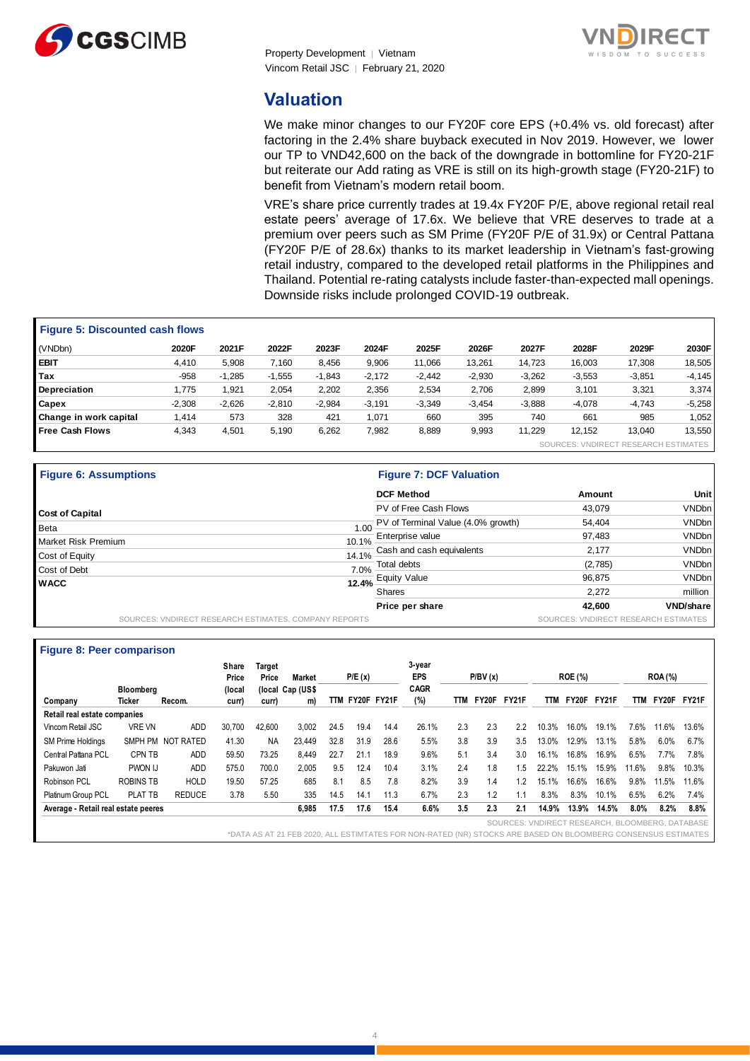## Valuation

We make minor changes to our FY20F core EPS (+0.4% vs. old forecast) after factoring in the 2.4% share buyback executed in Nov 2019. However, we lower our TP to VND42,600 on the back of the downgrade in bottomline for FY20-21F but reiterate our Add rating as VRE is still on its high-growth stage (FY20-21F) to benefit from Vietnam's modern retail boom.

VRE's share price currently trades at 19.4x FY20F P/E, above regional retail real estate peers' average of 17.6x. We believe that VRE deserves to trade at a premium over peers such as SM Prime (FY20F P/E of 31.9x) or Central Pattana (FY20F P/E of 28.6x) thanks to its market leadership in Vietnam's fast-growing retail industry, compared to the developed retail platforms in the Philippines and Thailand. Potential re-rating catalysts include faster-than-expected mall openings. Downside risks include prolonged COVID-19 outbreak.

**Figure 5: Discounted cash flows**

| (VNDbn) | 2020F | 2021F | 2022F | 2023F | 2024F | 2025F | 2026F | 2027F | 2028F | 2029F | 2030F |
|---|---|---|---|---|---|---|---|---|---|---|---|
| **EBIT** | 4,410 | 5,908 | 7,160 | 8,456 | 9,906 | 11,066 | 13,261 | 14,723 | 16,003 | 17,308 | 18,505 |
| **Tax** | -958 | -1,285 | -1,555 | -1,843 | -2,172 | -2,442 | -2,930 | -3,262 | -3,553 | -3,851 | -4,145 |
| **Depreciation** | 1,775 | 1,921 | 2,054 | 2,202 | 2,356 | 2,534 | 2,706 | 2,899 | 3,101 | 3,321 | 3,374 |
| **Capex** | -2,308 | -2,626 | -2,810 | -2,984 | -3,191 | -3,349 | -3,454 | -3,888 | -4,078 | -4,743 | -5,258 |
| **Change in work capital** | 1,414 | 573 | 328 | 421 | 1,071 | 660 | 395 | 740 | 661 | 985 | 1,052 |
| **Free Cash Flows** | 4,343 | 4,501 | 5,190 | 6,262 | 7,982 | 8,889 | 9,993 | 11,229 | 12,152 | 13,040 | 13,550 |

SOURCES: VNDIRECT RESEARCH ESTIMATES

**Figure 6: Assumptions**

| Cost of Capital | |
|---|---|
| Beta | 1.00 |
| Market Risk Premium | 10.1% |
| Cost of Equity | 14.1% |
| Cost of Debt | 7.0% |
| **WACC** | **12.4%** |

SOURCES: VNDIRECT RESEARCH ESTIMATES, COMPANY REPORTS

**Figure 7: DCF Valuation**

| DCF Method | Amount | Unit |
|---|---|---|
| PV of Free Cash Flows | 43,079 | VNDbn |
| PV of Terminal Value (4.0% growth) | 54,404 | VNDbn |
| Enterprise value | 97,483 | VNDbn |
| Cash and cash equivalents | 2,177 | VNDbn |
| Total debts | (2,785) | VNDbn |
| Equity Value | 96,875 | VNDbn |
| Shares | 2,272 | million |
| **Price per share** | **42,600** | **VND/share** |

SOURCES: VNDIRECT RESEARCH ESTIMATES

**Figure 8: Peer comparison**

| Company | Bloomberg Ticker | Recom. | Share Price (local curr) | Target Price (local curr) | Market Cap (US$ m) | P/E (x) TTM | P/E (x) FY20F | P/E (x) FY21F | 3-year EPS CAGR (%) | P/BV (x) TTM | P/BV (x) FY20F | P/BV (x) FY21F | ROE (%) TTM | ROE (%) FY20F | ROE (%) FY21F | ROA (%) TTM | ROA (%) FY20F | ROA (%) FY21F |
|---|---|---|---|---|---|---|---|---|---|---|---|---|---|---|---|---|---|---|
| **Retail real estate companies** | | | | | | | | | | | | | | | | | | |
| Vincom Retail JSC | VRE VN | ADD | 30,700 | 42,600 | 3,002 | 24.5 | 19.4 | 14.4 | 26.1% | 2.3 | 2.3 | 2.2 | 10.3% | 16.0% | 19.1% | 7.6% | 11.6% | 13.6% |
| SM Prime Holdings | SMPH PM | NOT RATED | 41.30 | NA | 23,449 | 32.8 | 31.9 | 28.6 | 5.5% | 3.8 | 3.9 | 3.5 | 13.0% | 12.9% | 13.1% | 5.8% | 6.0% | 6.7% |
| Central Pattana PCL | CPN TB | ADD | 59.50 | 73.25 | 8,449 | 22.7 | 21.1 | 18.9 | 9.6% | 5.1 | 3.4 | 3.0 | 16.1% | 16.8% | 16.9% | 6.5% | 7.7% | 7.8% |
| Pakuwon Jati | PWON IJ | ADD | 575.0 | 700.0 | 2,005 | 9.5 | 12.4 | 10.4 | 3.1% | 2.4 | 1.8 | 1.5 | 22.2% | 15.1% | 15.9% | 11.6% | 9.8% | 10.3% |
| Robinson PCL | ROBINS TB | HOLD | 19.50 | 57.25 | 685 | 8.1 | 8.5 | 7.8 | 8.2% | 3.9 | 1.4 | 1.2 | 15.1% | 16.6% | 16.6% | 9.8% | 11.5% | 11.6% |
| Platinum Group PCL | PLAT TB | REDUCE | 3.78 | 5.50 | 335 | 14.5 | 14.1 | 11.3 | 6.7% | 2.3 | 1.2 | 1.1 | 8.3% | 8.3% | 10.1% | 6.5% | 6.2% | 7.4% |
| **Average - Retail real estate peeres** | | | | | **6,985** | **17.5** | **17.6** | **15.4** | **6.6%** | **3.5** | **2.3** | **2.1** | **14.9%** | **13.9%** | **14.5%** | **8.0%** | **8.2%** | **8.8%** |

SOURCES: VNDIRECT RESEARCH, BLOOMBERG, DATABASE

*DATA AS AT 21 FEB 2020, ALL ESTIMTATES FOR NON-RATED (NR) STOCKS ARE BASED ON BLOOMBERG CONSENSUS ESTIMATES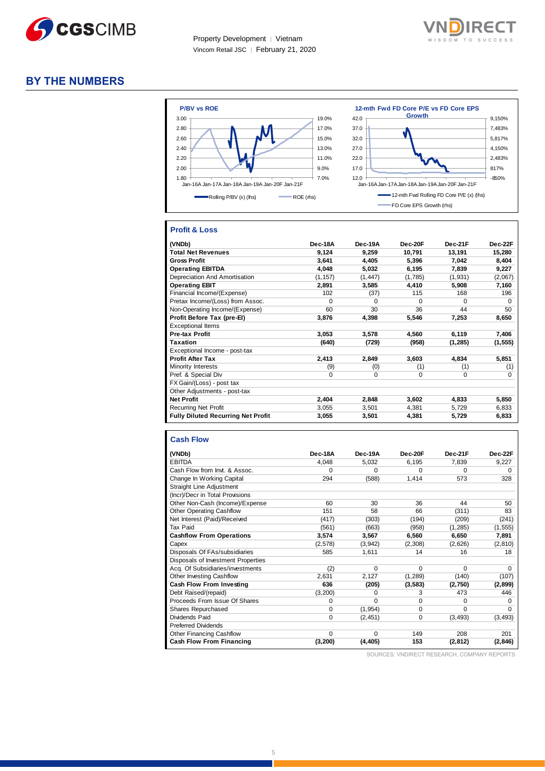## BY THE NUMBERS

**P/BV vs ROE**

Rolling P/BV (x) (lhs) — ROE (rhs)

**12-mth Fwd FD Core P/E vs FD Core EPS Growth**

12-mth Fwd Rolling FD Core P/E (x) (lhs) — FD Core EPS Growth (rhs)

### Profit & Loss

| (VNDb) | Dec-18A | Dec-19A | Dec-20F | Dec-21F | Dec-22F |
|---|---|---|---|---|---|
| **Total Net Revenues** | **9,124** | **9,259** | **10,791** | **13,191** | **15,280** |
| **Gross Profit** | **3,641** | **4,405** | **5,396** | **7,042** | **8,404** |
| **Operating EBITDA** | **4,048** | **5,032** | **6,195** | **7,839** | **9,227** |
| Depreciation And Amortisation | (1,157) | (1,447) | (1,785) | (1,931) | (2,067) |
| **Operating EBIT** | **2,891** | **3,585** | **4,410** | **5,908** | **7,160** |
| Financial Income/(Expense) | 102 | (37) | 115 | 168 | 196 |
| Pretax Income/(Loss) from Assoc. | 0 | 0 | 0 | 0 | 0 |
| Non-Operating Income/(Expense) | 60 | 30 | 36 | 44 | 50 |
| **Profit Before Tax (pre-EI)** | **3,876** | **4,398** | **5,546** | **7,253** | **8,650** |
| Exceptional Items | | | | | |
| **Pre-tax Profit** | **3,053** | **3,578** | **4,560** | **6,119** | **7,406** |
| **Taxation** | **(640)** | **(729)** | **(958)** | **(1,285)** | **(1,555)** |
| Exceptional Income - post-tax | | | | | |
| **Profit After Tax** | **2,413** | **2,849** | **3,603** | **4,834** | **5,851** |
| Minority Interests | (9) | (0) | (1) | (1) | (1) |
| Pref. & Special Div | 0 | 0 | 0 | 0 | 0 |
| FX Gain/(Loss) - post tax | | | | | |
| Other Adjustments - post-tax | | | | | |
| **Net Profit** | **2,404** | **2,848** | **3,602** | **4,833** | **5,850** |
| Recurring Net Profit | 3,055 | 3,501 | 4,381 | 5,729 | 6,833 |
| **Fully Diluted Recurring Net Profit** | **3,055** | **3,501** | **4,381** | **5,729** | **6,833** |

### Cash Flow

| (VNDb) | Dec-18A | Dec-19A | Dec-20F | Dec-21F | Dec-22F |
|---|---|---|---|---|---|
| EBITDA | 4,048 | 5,032 | 6,195 | 7,839 | 9,227 |
| Cash Flow from Invt. & Assoc. | 0 | 0 | 0 | 0 | 0 |
| Change In Working Capital | 294 | (588) | 1,414 | 573 | 328 |
| Straight Line Adjustment | | | | | |
| (Incr)/Decr in Total Provisions | | | | | |
| Other Non-Cash (Income)/Expense | 60 | 30 | 36 | 44 | 50 |
| Other Operating Cashflow | 151 | 58 | 66 | (311) | 83 |
| Net Interest (Paid)/Received | (417) | (303) | (194) | (209) | (241) |
| Tax Paid | (561) | (663) | (958) | (1,285) | (1,555) |
| **Cashflow From Operations** | **3,574** | **3,567** | **6,560** | **6,650** | **7,891** |
| Capex | (2,578) | (3,942) | (2,308) | (2,626) | (2,810) |
| Disposals Of FAs/subsidiaries | 585 | 1,611 | 14 | 16 | 18 |
| Disposals of Investment Properties | | | | | |
| Acq. Of Subsidiaries/investments | (2) | 0 | 0 | 0 | 0 |
| Other Investing Cashflow | 2,631 | 2,127 | (1,289) | (140) | (107) |
| **Cash Flow From Investing** | **636** | **(205)** | **(3,583)** | **(2,750)** | **(2,899)** |
| Debt Raised/(repaid) | (3,200) | 0 | 3 | 473 | 446 |
| Proceeds From Issue Of Shares | 0 | 0 | 0 | 0 | 0 |
| Shares Repurchased | 0 | (1,954) | 0 | 0 | 0 |
| Dividends Paid | 0 | (2,451) | 0 | (3,493) | (3,493) |
| Preferred Dividends | | | | | |
| Other Financing Cashflow | 0 | 0 | 149 | 208 | 201 |
| **Cash Flow From Financing** | **(3,200)** | **(4,405)** | **153** | **(2,812)** | **(2,846)** |

SOURCES: VNDIRECT RESEARCH, COMPANY REPORTS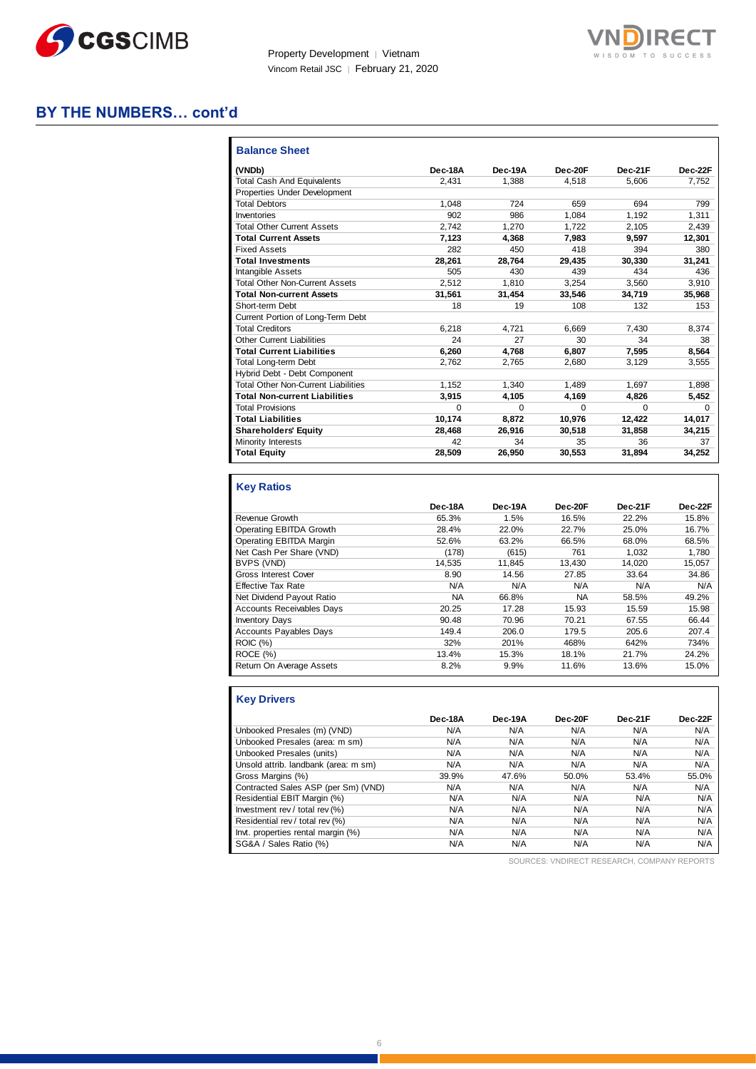# BY THE NUMBERS… cont'd

### Balance Sheet

| (VNDb) | Dec-18A | Dec-19A | Dec-20F | Dec-21F | Dec-22F |
|---|---|---|---|---|---|
| Total Cash And Equivalents | 2,431 | 1,388 | 4,518 | 5,606 | 7,752 |
| Properties Under Development | | | | | |
| Total Debtors | 1,048 | 724 | 659 | 694 | 799 |
| Inventories | 902 | 986 | 1,084 | 1,192 | 1,311 |
| Total Other Current Assets | 2,742 | 1,270 | 1,722 | 2,105 | 2,439 |
| **Total Current Assets** | **7,123** | **4,368** | **7,983** | **9,597** | **12,301** |
| Fixed Assets | 282 | 450 | 418 | 394 | 380 |
| **Total Investments** | **28,261** | **28,764** | **29,435** | **30,330** | **31,241** |
| Intangible Assets | 505 | 430 | 439 | 434 | 436 |
| Total Other Non-Current Assets | 2,512 | 1,810 | 3,254 | 3,560 | 3,910 |
| **Total Non-current Assets** | **31,561** | **31,454** | **33,546** | **34,719** | **35,968** |
| Short-term Debt | 18 | 19 | 108 | 132 | 153 |
| Current Portion of Long-Term Debt | | | | | |
| Total Creditors | 6,218 | 4,721 | 6,669 | 7,430 | 8,374 |
| Other Current Liabilities | 24 | 27 | 30 | 34 | 38 |
| **Total Current Liabilities** | **6,260** | **4,768** | **6,807** | **7,595** | **8,564** |
| Total Long-term Debt | 2,762 | 2,765 | 2,680 | 3,129 | 3,555 |
| Hybrid Debt - Debt Component | | | | | |
| Total Other Non-Current Liabilities | 1,152 | 1,340 | 1,489 | 1,697 | 1,898 |
| **Total Non-current Liabilities** | **3,915** | **4,105** | **4,169** | **4,826** | **5,452** |
| Total Provisions | 0 | 0 | 0 | 0 | 0 |
| **Total Liabilities** | **10,174** | **8,872** | **10,976** | **12,422** | **14,017** |
| **Shareholders' Equity** | **28,468** | **26,916** | **30,518** | **31,858** | **34,215** |
| Minority Interests | 42 | 34 | 35 | 36 | 37 |
| **Total Equity** | **28,509** | **26,950** | **30,553** | **31,894** | **34,252** |

### Key Ratios

| | Dec-18A | Dec-19A | Dec-20F | Dec-21F | Dec-22F |
|---|---|---|---|---|---|
| Revenue Growth | 65.3% | 1.5% | 16.5% | 22.2% | 15.8% |
| Operating EBITDA Growth | 28.4% | 22.0% | 22.7% | 25.0% | 16.7% |
| Operating EBITDA Margin | 52.6% | 63.2% | 66.5% | 68.0% | 68.5% |
| Net Cash Per Share (VND) | (178) | (615) | 761 | 1,032 | 1,780 |
| BVPS (VND) | 14,535 | 11,845 | 13,430 | 14,020 | 15,057 |
| Gross Interest Cover | 8.90 | 14.56 | 27.85 | 33.64 | 34.86 |
| Effective Tax Rate | N/A | N/A | N/A | N/A | N/A |
| Net Dividend Payout Ratio | NA | 66.8% | NA | 58.5% | 49.2% |
| Accounts Receivables Days | 20.25 | 17.28 | 15.93 | 15.59 | 15.98 |
| Inventory Days | 90.48 | 70.96 | 70.21 | 67.55 | 66.44 |
| Accounts Payables Days | 149.4 | 206.0 | 179.5 | 205.6 | 207.4 |
| ROIC (%) | 32% | 201% | 468% | 642% | 734% |
| ROCE (%) | 13.4% | 15.3% | 18.1% | 21.7% | 24.2% |
| Return On Average Assets | 8.2% | 9.9% | 11.6% | 13.6% | 15.0% |

### Key Drivers

| | Dec-18A | Dec-19A | Dec-20F | Dec-21F | Dec-22F |
|---|---|---|---|---|---|
| Unbooked Presales (m) (VND) | N/A | N/A | N/A | N/A | N/A |
| Unbooked Presales (area: m sm) | N/A | N/A | N/A | N/A | N/A |
| Unbooked Presales (units) | N/A | N/A | N/A | N/A | N/A |
| Unsold attrib. landbank (area: m sm) | N/A | N/A | N/A | N/A | N/A |
| Gross Margins (%) | 39.9% | 47.6% | 50.0% | 53.4% | 55.0% |
| Contracted Sales ASP (per Sm) (VND) | N/A | N/A | N/A | N/A | N/A |
| Residential EBIT Margin (%) | N/A | N/A | N/A | N/A | N/A |
| Investment rev / total rev (%) | N/A | N/A | N/A | N/A | N/A |
| Residential rev / total rev (%) | N/A | N/A | N/A | N/A | N/A |
| Invt. properties rental margin (%) | N/A | N/A | N/A | N/A | N/A |
| SG&A / Sales Ratio (%) | N/A | N/A | N/A | N/A | N/A |

SOURCES: VNDIRECT RESEARCH, COMPANY REPORTS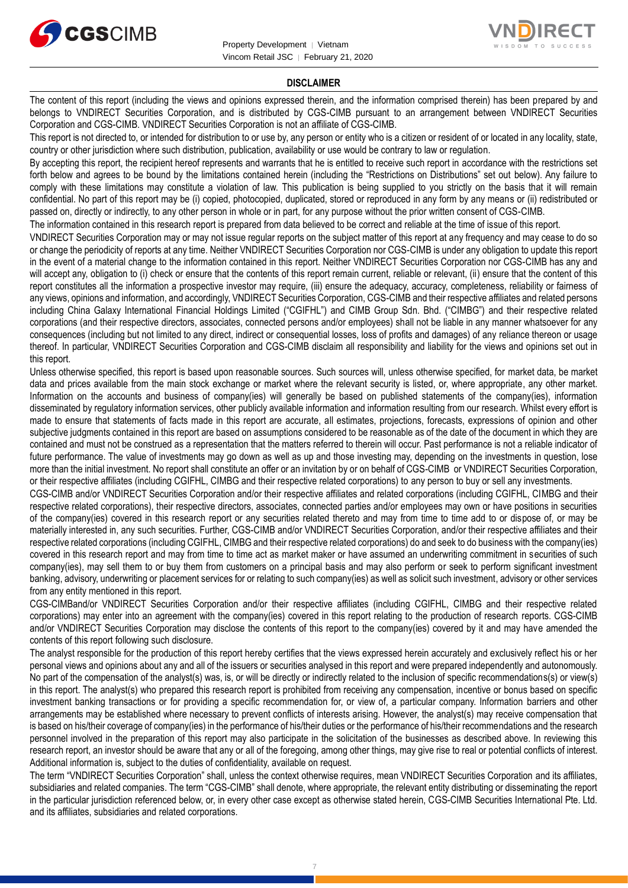## DISCLAIMER

The content of this report (including the views and opinions expressed therein, and the information comprised therein) has been prepared by and belongs to VNDIRECT Securities Corporation, and is distributed by CGS-CIMB pursuant to an arrangement between VNDIRECT Securities Corporation and CGS-CIMB. VNDIRECT Securities Corporation is not an affiliate of CGS-CIMB.

This report is not directed to, or intended for distribution to or use by, any person or entity who is a citizen or resident of or located in any locality, state, country or other jurisdiction where such distribution, publication, availability or use would be contrary to law or regulation.

By accepting this report, the recipient hereof represents and warrants that he is entitled to receive such report in accordance with the restrictions set forth below and agrees to be bound by the limitations contained herein (including the "Restrictions on Distributions" set out below). Any failure to comply with these limitations may constitute a violation of law. This publication is being supplied to you strictly on the basis that it will remain confidential. No part of this report may be (i) copied, photocopied, duplicated, stored or reproduced in any form by any means or (ii) redistributed or passed on, directly or indirectly, to any other person in whole or in part, for any purpose without the prior written consent of CGS-CIMB.

The information contained in this research report is prepared from data believed to be correct and reliable at the time of issue of this report.

VNDIRECT Securities Corporation may or may not issue regular reports on the subject matter of this report at any frequency and may cease to do so or change the periodicity of reports at any time. Neither VNDIRECT Securities Corporation nor CGS-CIMB is under any obligation to update this report in the event of a material change to the information contained in this report. Neither VNDIRECT Securities Corporation nor CGS-CIMB has any and will accept any, obligation to (i) check or ensure that the contents of this report remain current, reliable or relevant, (ii) ensure that the content of this report constitutes all the information a prospective investor may require, (iii) ensure the adequacy, accuracy, completeness, reliability or fairness of any views, opinions and information, and accordingly, VNDIRECT Securities Corporation, CGS-CIMB and their respective affiliates and related persons including China Galaxy International Financial Holdings Limited ("CGIFHL") and CIMB Group Sdn. Bhd. ("CIMBG") and their respective related corporations (and their respective directors, associates, connected persons and/or employees) shall not be liable in any manner whatsoever for any consequences (including but not limited to any direct, indirect or consequential losses, loss of profits and damages) of any reliance thereon or usage thereof. In particular, VNDIRECT Securities Corporation and CGS-CIMB disclaim all responsibility and liability for the views and opinions set out in this report.

Unless otherwise specified, this report is based upon reasonable sources. Such sources will, unless otherwise specified, for market data, be market data and prices available from the main stock exchange or market where the relevant security is listed, or, where appropriate, any other market. Information on the accounts and business of company(ies) will generally be based on published statements of the company(ies), information disseminated by regulatory information services, other publicly available information and information resulting from our research. Whilst every effort is made to ensure that statements of facts made in this report are accurate, all estimates, projections, forecasts, expressions of opinion and other subjective judgments contained in this report are based on assumptions considered to be reasonable as of the date of the document in which they are contained and must not be construed as a representation that the matters referred to therein will occur. Past performance is not a reliable indicator of future performance. The value of investments may go down as well as up and those investing may, depending on the investments in question, lose more than the initial investment. No report shall constitute an offer or an invitation by or on behalf of CGS-CIMB or VNDIRECT Securities Corporation, or their respective affiliates (including CGIFHL, CIMBG and their respective related corporations) to any person to buy or sell any investments.

CGS-CIMB and/or VNDIRECT Securities Corporation and/or their respective affiliates and related corporations (including CGIFHL, CIMBG and their respective related corporations), their respective directors, associates, connected parties and/or employees may own or have positions in securities of the company(ies) covered in this research report or any securities related thereto and may from time to time add to or dispose of, or may be materially interested in, any such securities. Further, CGS-CIMB and/or VNDIRECT Securities Corporation, and/or their respective affiliates and their respective related corporations (including CGIFHL, CIMBG and their respective related corporations) do and seek to do business with the company(ies) covered in this research report and may from time to time act as market maker or have assumed an underwriting commitment in securities of such company(ies), may sell them to or buy them from customers on a principal basis and may also perform or seek to perform significant investment banking, advisory, underwriting or placement services for or relating to such company(ies) as well as solicit such investment, advisory or other services from any entity mentioned in this report.

CGS-CIMBand/or VNDIRECT Securities Corporation and/or their respective affiliates (including CGIFHL, CIMBG and their respective related corporations) may enter into an agreement with the company(ies) covered in this report relating to the production of research reports. CGS-CIMB and/or VNDIRECT Securities Corporation may disclose the contents of this report to the company(ies) covered by it and may have amended the contents of this report following such disclosure.

The analyst responsible for the production of this report hereby certifies that the views expressed herein accurately and exclusively reflect his or her personal views and opinions about any and all of the issuers or securities analysed in this report and were prepared independently and autonomously. No part of the compensation of the analyst(s) was, is, or will be directly or indirectly related to the inclusion of specific recommendations(s) or view(s) in this report. The analyst(s) who prepared this research report is prohibited from receiving any compensation, incentive or bonus based on specific investment banking transactions or for providing a specific recommendation for, or view of, a particular company. Information barriers and other arrangements may be established where necessary to prevent conflicts of interests arising. However, the analyst(s) may receive compensation that is based on his/their coverage of company(ies) in the performance of his/their duties or the performance of his/their recommendations and the research personnel involved in the preparation of this report may also participate in the solicitation of the businesses as described above. In reviewing this research report, an investor should be aware that any or all of the foregoing, among other things, may give rise to real or potential conflicts of interest. Additional information is, subject to the duties of confidentiality, available on request.

The term "VNDIRECT Securities Corporation" shall, unless the context otherwise requires, mean VNDIRECT Securities Corporation and its affiliates, subsidiaries and related companies. The term "CGS-CIMB" shall denote, where appropriate, the relevant entity distributing or disseminating the report in the particular jurisdiction referenced below, or, in every other case except as otherwise stated herein, CGS-CIMB Securities International Pte. Ltd. and its affiliates, subsidiaries and related corporations.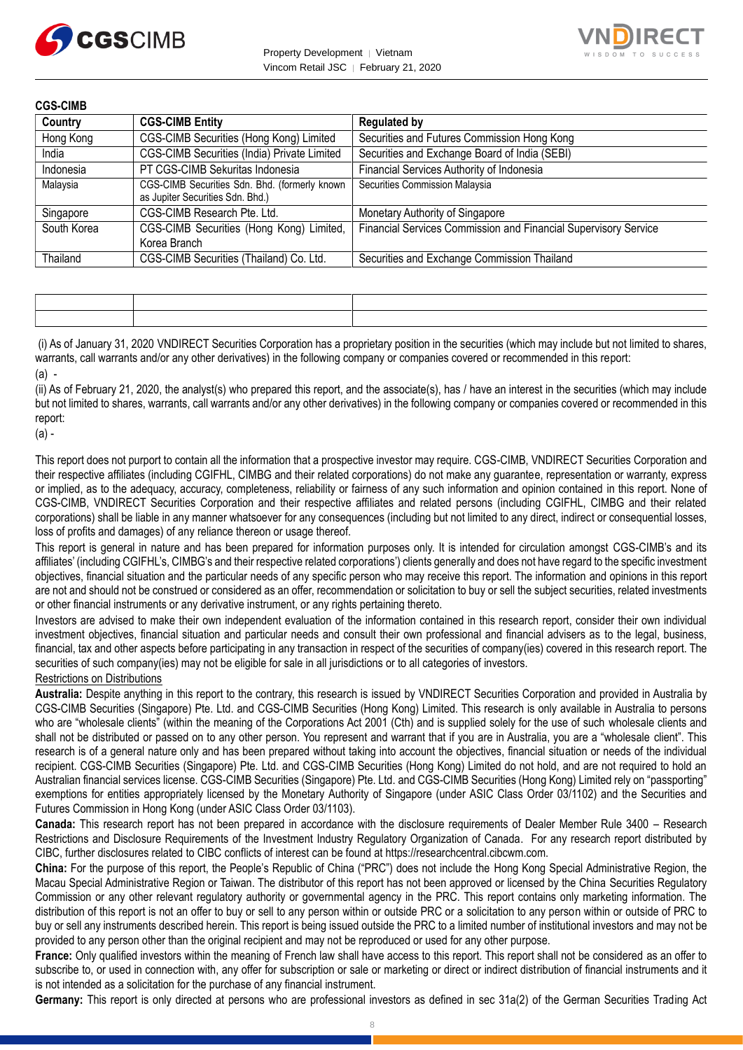**CGS-CIMB**

| Country | CGS-CIMB Entity | Regulated by |
|---|---|---|
| Hong Kong | CGS-CIMB Securities (Hong Kong) Limited | Securities and Futures Commission Hong Kong |
| India | CGS-CIMB Securities (India) Private Limited | Securities and Exchange Board of India (SEBI) |
| Indonesia | PT CGS-CIMB Sekuritas Indonesia | Financial Services Authority of Indonesia |
| Malaysia | CGS-CIMB Securities Sdn. Bhd. (formerly known as Jupiter Securities Sdn. Bhd.) | Securities Commission Malaysia |
| Singapore | CGS-CIMB Research Pte. Ltd. | Monetary Authority of Singapore |
| South Korea | CGS-CIMB Securities (Hong Kong) Limited, Korea Branch | Financial Services Commission and Financial Supervisory Service |
| Thailand | CGS-CIMB Securities (Thailand) Co. Ltd. | Securities and Exchange Commission Thailand |

(i) As of January 31, 2020 VNDIRECT Securities Corporation has a proprietary position in the securities (which may include but not limited to shares, warrants, call warrants and/or any other derivatives) in the following company or companies covered or recommended in this report:

(a) -

(ii) As of February 21, 2020, the analyst(s) who prepared this report, and the associate(s), has / have an interest in the securities (which may include but not limited to shares, warrants, call warrants and/or any other derivatives) in the following company or companies covered or recommended in this report:

(a) -

This report does not purport to contain all the information that a prospective investor may require. CGS-CIMB, VNDIRECT Securities Corporation and their respective affiliates (including CGIFHL, CIMBG and their related corporations) do not make any guarantee, representation or warranty, express or implied, as to the adequacy, accuracy, completeness, reliability or fairness of any such information and opinion contained in this report. None of CGS-CIMB, VNDIRECT Securities Corporation and their respective affiliates and related persons (including CGIFHL, CIMBG and their related corporations) shall be liable in any manner whatsoever for any consequences (including but not limited to any direct, indirect or consequential losses, loss of profits and damages) of any reliance thereon or usage thereof.

This report is general in nature and has been prepared for information purposes only. It is intended for circulation amongst CGS-CIMB's and its affiliates' (including CGIFHL's, CIMBG's and their respective related corporations') clients generally and does not have regard to the specific investment objectives, financial situation and the particular needs of any specific person who may receive this report. The information and opinions in this report are not and should not be construed or considered as an offer, recommendation or solicitation to buy or sell the subject securities, related investments or other financial instruments or any derivative instrument, or any rights pertaining thereto.

Investors are advised to make their own independent evaluation of the information contained in this research report, consider their own individual investment objectives, financial situation and particular needs and consult their own professional and financial advisers as to the legal, business, financial, tax and other aspects before participating in any transaction in respect of the securities of company(ies) covered in this research report. The securities of such company(ies) may not be eligible for sale in all jurisdictions or to all categories of investors.

Restrictions on Distributions

**Australia:** Despite anything in this report to the contrary, this research is issued by VNDIRECT Securities Corporation and provided in Australia by CGS-CIMB Securities (Singapore) Pte. Ltd. and CGS-CIMB Securities (Hong Kong) Limited. This research is only available in Australia to persons who are "wholesale clients" (within the meaning of the Corporations Act 2001 (Cth) and is supplied solely for the use of such wholesale clients and shall not be distributed or passed on to any other person. You represent and warrant that if you are in Australia, you are a "wholesale client". This research is of a general nature only and has been prepared without taking into account the objectives, financial situation or needs of the individual recipient. CGS-CIMB Securities (Singapore) Pte. Ltd. and CGS-CIMB Securities (Hong Kong) Limited do not hold, and are not required to hold an Australian financial services license. CGS-CIMB Securities (Singapore) Pte. Ltd. and CGS-CIMB Securities (Hong Kong) Limited rely on "passporting" exemptions for entities appropriately licensed by the Monetary Authority of Singapore (under ASIC Class Order 03/1102) and the Securities and Futures Commission in Hong Kong (under ASIC Class Order 03/1103).

**Canada:** This research report has not been prepared in accordance with the disclosure requirements of Dealer Member Rule 3400 – Research Restrictions and Disclosure Requirements of the Investment Industry Regulatory Organization of Canada. For any research report distributed by CIBC, further disclosures related to CIBC conflicts of interest can be found at https://researchcentral.cibcwm.com.

**China:** For the purpose of this report, the People's Republic of China ("PRC") does not include the Hong Kong Special Administrative Region, the Macau Special Administrative Region or Taiwan. The distributor of this report has not been approved or licensed by the China Securities Regulatory Commission or any other relevant regulatory authority or governmental agency in the PRC. This report contains only marketing information. The distribution of this report is not an offer to buy or sell to any person within or outside PRC or a solicitation to any person within or outside of PRC to buy or sell any instruments described herein. This report is being issued outside the PRC to a limited number of institutional investors and may not be provided to any person other than the original recipient and may not be reproduced or used for any other purpose.

**France:** Only qualified investors within the meaning of French law shall have access to this report. This report shall not be considered as an offer to subscribe to, or used in connection with, any offer for subscription or sale or marketing or direct or indirect distribution of financial instruments and it is not intended as a solicitation for the purchase of any financial instrument.

**Germany:** This report is only directed at persons who are professional investors as defined in sec 31a(2) of the German Securities Trading Act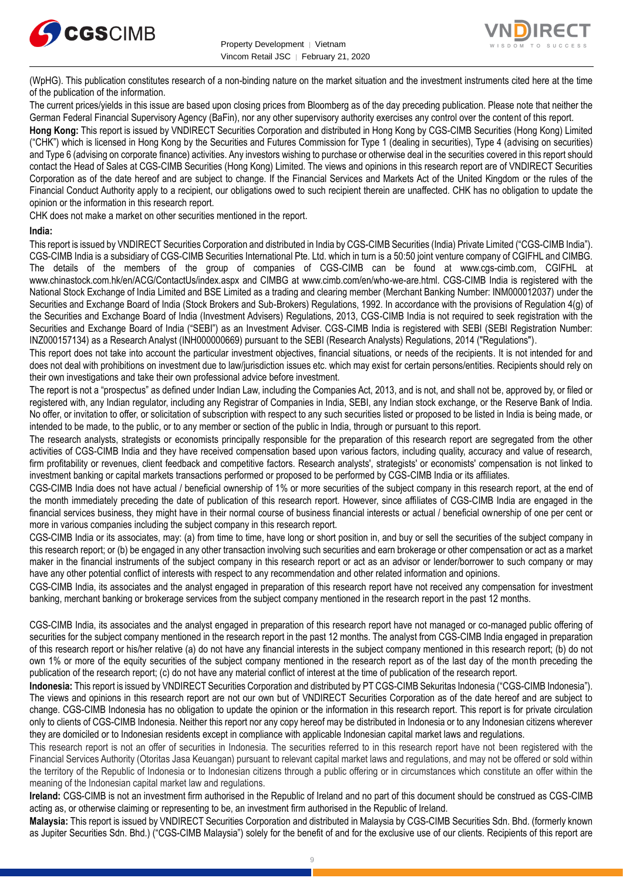(WpHG). This publication constitutes research of a non-binding nature on the market situation and the investment instruments cited here at the time of the publication of the information.

The current prices/yields in this issue are based upon closing prices from Bloomberg as of the day preceding publication. Please note that neither the German Federal Financial Supervisory Agency (BaFin), nor any other supervisory authority exercises any control over the content of this report.

**Hong Kong:** This report is issued by VNDIRECT Securities Corporation and distributed in Hong Kong by CGS-CIMB Securities (Hong Kong) Limited ("CHK") which is licensed in Hong Kong by the Securities and Futures Commission for Type 1 (dealing in securities), Type 4 (advising on securities) and Type 6 (advising on corporate finance) activities. Any investors wishing to purchase or otherwise deal in the securities covered in this report should contact the Head of Sales at CGS-CIMB Securities (Hong Kong) Limited. The views and opinions in this research report are of VNDIRECT Securities Corporation as of the date hereof and are subject to change. If the Financial Services and Markets Act of the United Kingdom or the rules of the Financial Conduct Authority apply to a recipient, our obligations owed to such recipient therein are unaffected. CHK has no obligation to update the opinion or the information in this research report.

CHK does not make a market on other securities mentioned in the report.

**India:**

This report is issued by VNDIRECT Securities Corporation and distributed in India by CGS-CIMB Securities (India) Private Limited ("CGS-CIMB India"). CGS-CIMB India is a subsidiary of CGS-CIMB Securities International Pte. Ltd. which in turn is a 50:50 joint venture company of CGIFHL and CIMBG. The details of the members of the group of companies of CGS-CIMB can be found at www.cgs-cimb.com, CGIFHL at www.chinastock.com.hk/en/ACG/ContactUs/index.aspx and CIMBG at www.cimb.com/en/who-we-are.html. CGS-CIMB India is registered with the National Stock Exchange of India Limited and BSE Limited as a trading and clearing member (Merchant Banking Number: INM000012037) under the Securities and Exchange Board of India (Stock Brokers and Sub-Brokers) Regulations, 1992. In accordance with the provisions of Regulation 4(g) of the Securities and Exchange Board of India (Investment Advisers) Regulations, 2013, CGS-CIMB India is not required to seek registration with the Securities and Exchange Board of India ("SEBI") as an Investment Adviser. CGS-CIMB India is registered with SEBI (SEBI Registration Number: INZ000157134) as a Research Analyst (INH000000669) pursuant to the SEBI (Research Analysts) Regulations, 2014 ("Regulations").

This report does not take into account the particular investment objectives, financial situations, or needs of the recipients. It is not intended for and does not deal with prohibitions on investment due to law/jurisdiction issues etc. which may exist for certain persons/entities. Recipients should rely on their own investigations and take their own professional advice before investment.

The report is not a "prospectus" as defined under Indian Law, including the Companies Act, 2013, and is not, and shall not be, approved by, or filed or registered with, any Indian regulator, including any Registrar of Companies in India, SEBI, any Indian stock exchange, or the Reserve Bank of India. No offer, or invitation to offer, or solicitation of subscription with respect to any such securities listed or proposed to be listed in India is being made, or intended to be made, to the public, or to any member or section of the public in India, through or pursuant to this report.

The research analysts, strategists or economists principally responsible for the preparation of this research report are segregated from the other activities of CGS-CIMB India and they have received compensation based upon various factors, including quality, accuracy and value of research, firm profitability or revenues, client feedback and competitive factors. Research analysts', strategists' or economists' compensation is not linked to investment banking or capital markets transactions performed or proposed to be performed by CGS-CIMB India or its affiliates.

CGS-CIMB India does not have actual / beneficial ownership of 1% or more securities of the subject company in this research report, at the end of the month immediately preceding the date of publication of this research report. However, since affiliates of CGS-CIMB India are engaged in the financial services business, they might have in their normal course of business financial interests or actual / beneficial ownership of one per cent or more in various companies including the subject company in this research report.

CGS-CIMB India or its associates, may: (a) from time to time, have long or short position in, and buy or sell the securities of the subject company in this research report; or (b) be engaged in any other transaction involving such securities and earn brokerage or other compensation or act as a market maker in the financial instruments of the subject company in this research report or act as an advisor or lender/borrower to such company or may have any other potential conflict of interests with respect to any recommendation and other related information and opinions.

CGS-CIMB India, its associates and the analyst engaged in preparation of this research report have not received any compensation for investment banking, merchant banking or brokerage services from the subject company mentioned in the research report in the past 12 months.

CGS-CIMB India, its associates and the analyst engaged in preparation of this research report have not managed or co-managed public offering of securities for the subject company mentioned in the research report in the past 12 months. The analyst from CGS-CIMB India engaged in preparation of this research report or his/her relative (a) do not have any financial interests in the subject company mentioned in this research report; (b) do not own 1% or more of the equity securities of the subject company mentioned in the research report as of the last day of the month preceding the publication of the research report; (c) do not have any material conflict of interest at the time of publication of the research report.

**Indonesia:** This report is issued by VNDIRECT Securities Corporation and distributed by PT CGS-CIMB Sekuritas Indonesia ("CGS-CIMB Indonesia"). The views and opinions in this research report are not our own but of VNDIRECT Securities Corporation as of the date hereof and are subject to change. CGS-CIMB Indonesia has no obligation to update the opinion or the information in this research report. This report is for private circulation only to clients of CGS-CIMB Indonesia. Neither this report nor any copy hereof may be distributed in Indonesia or to any Indonesian citizens wherever they are domiciled or to Indonesian residents except in compliance with applicable Indonesian capital market laws and regulations.

This research report is not an offer of securities in Indonesia. The securities referred to in this research report have not been registered with the Financial Services Authority (Otoritas Jasa Keuangan) pursuant to relevant capital market laws and regulations, and may not be offered or sold within the territory of the Republic of Indonesia or to Indonesian citizens through a public offering or in circumstances which constitute an offer within the meaning of the Indonesian capital market law and regulations.

**Ireland:** CGS-CIMB is not an investment firm authorised in the Republic of Ireland and no part of this document should be construed as CGS-CIMB acting as, or otherwise claiming or representing to be, an investment firm authorised in the Republic of Ireland.

**Malaysia:** This report is issued by VNDIRECT Securities Corporation and distributed in Malaysia by CGS-CIMB Securities Sdn. Bhd. (formerly known as Jupiter Securities Sdn. Bhd.) ("CGS-CIMB Malaysia") solely for the benefit of and for the exclusive use of our clients. Recipients of this report are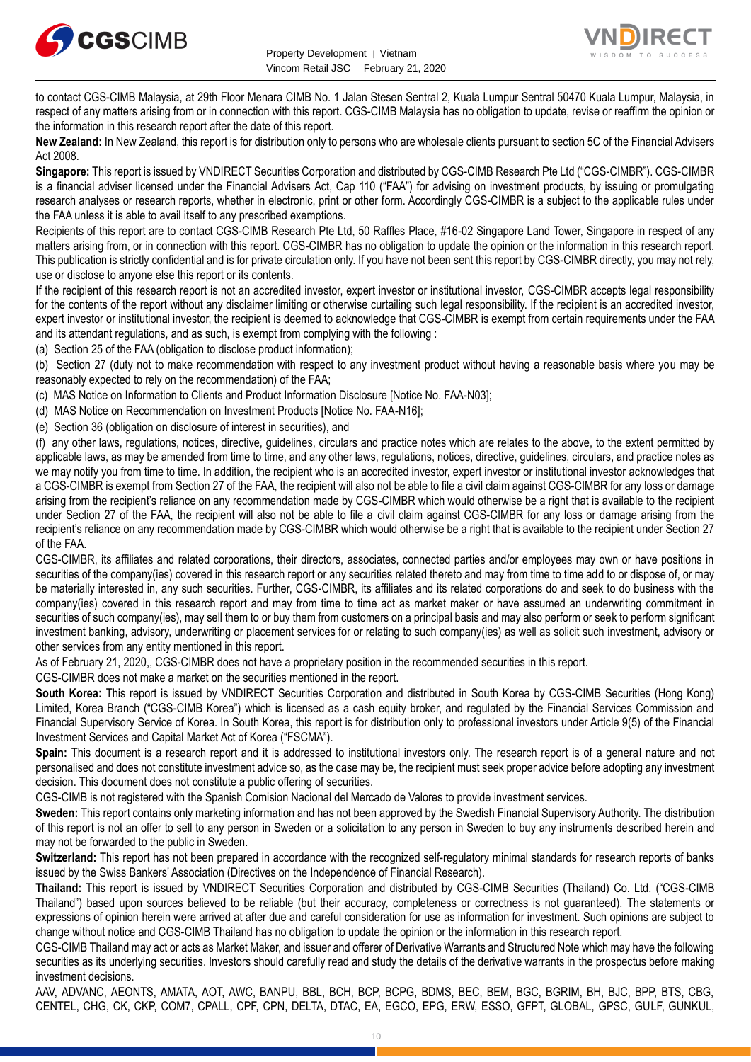to contact CGS-CIMB Malaysia, at 29th Floor Menara CIMB No. 1 Jalan Stesen Sentral 2, Kuala Lumpur Sentral 50470 Kuala Lumpur, Malaysia, in respect of any matters arising from or in connection with this report. CGS-CIMB Malaysia has no obligation to update, revise or reaffirm the opinion or the information in this research report after the date of this report.

**New Zealand:** In New Zealand, this report is for distribution only to persons who are wholesale clients pursuant to section 5C of the Financial Advisers Act 2008.

**Singapore:** This report is issued by VNDIRECT Securities Corporation and distributed by CGS-CIMB Research Pte Ltd ("CGS-CIMBR"). CGS-CIMBR is a financial adviser licensed under the Financial Advisers Act, Cap 110 ("FAA") for advising on investment products, by issuing or promulgating research analyses or research reports, whether in electronic, print or other form. Accordingly CGS-CIMBR is a subject to the applicable rules under the FAA unless it is able to avail itself to any prescribed exemptions.

Recipients of this report are to contact CGS-CIMB Research Pte Ltd, 50 Raffles Place, #16-02 Singapore Land Tower, Singapore in respect of any matters arising from, or in connection with this report. CGS-CIMBR has no obligation to update the opinion or the information in this research report. This publication is strictly confidential and is for private circulation only. If you have not been sent this report by CGS-CIMBR directly, you may not rely, use or disclose to anyone else this report or its contents.

If the recipient of this research report is not an accredited investor, expert investor or institutional investor, CGS-CIMBR accepts legal responsibility for the contents of the report without any disclaimer limiting or otherwise curtailing such legal responsibility. If the recipient is an accredited investor, expert investor or institutional investor, the recipient is deemed to acknowledge that CGS-CIMBR is exempt from certain requirements under the FAA and its attendant regulations, and as such, is exempt from complying with the following :

(a) Section 25 of the FAA (obligation to disclose product information);

(b) Section 27 (duty not to make recommendation with respect to any investment product without having a reasonable basis where you may be reasonably expected to rely on the recommendation) of the FAA;

(c) MAS Notice on Information to Clients and Product Information Disclosure [Notice No. FAA-N03];

(d) MAS Notice on Recommendation on Investment Products [Notice No. FAA-N16];

(e) Section 36 (obligation on disclosure of interest in securities), and

(f) any other laws, regulations, notices, directive, guidelines, circulars and practice notes which are relates to the above, to the extent permitted by applicable laws, as may be amended from time to time, and any other laws, regulations, notices, directive, guidelines, circulars, and practice notes as we may notify you from time to time. In addition, the recipient who is an accredited investor, expert investor or institutional investor acknowledges that a CGS-CIMBR is exempt from Section 27 of the FAA, the recipient will also not be able to file a civil claim against CGS-CIMBR for any loss or damage arising from the recipient's reliance on any recommendation made by CGS-CIMBR which would otherwise be a right that is available to the recipient under Section 27 of the FAA, the recipient will also not be able to file a civil claim against CGS-CIMBR for any loss or damage arising from the recipient's reliance on any recommendation made by CGS-CIMBR which would otherwise be a right that is available to the recipient under Section 27 of the FAA.

CGS-CIMBR, its affiliates and related corporations, their directors, associates, connected parties and/or employees may own or have positions in securities of the company(ies) covered in this research report or any securities related thereto and may from time to time add to or dispose of, or may be materially interested in, any such securities. Further, CGS-CIMBR, its affiliates and its related corporations do and seek to do business with the company(ies) covered in this research report and may from time to time act as market maker or have assumed an underwriting commitment in securities of such company(ies), may sell them to or buy them from customers on a principal basis and may also perform or seek to perform significant investment banking, advisory, underwriting or placement services for or relating to such company(ies) as well as solicit such investment, advisory or other services from any entity mentioned in this report.

As of February 21, 2020,, CGS-CIMBR does not have a proprietary position in the recommended securities in this report.

CGS-CIMBR does not make a market on the securities mentioned in the report.

**South Korea:** This report is issued by VNDIRECT Securities Corporation and distributed in South Korea by CGS-CIMB Securities (Hong Kong) Limited, Korea Branch ("CGS-CIMB Korea") which is licensed as a cash equity broker, and regulated by the Financial Services Commission and Financial Supervisory Service of Korea. In South Korea, this report is for distribution only to professional investors under Article 9(5) of the Financial Investment Services and Capital Market Act of Korea ("FSCMA").

**Spain:** This document is a research report and it is addressed to institutional investors only. The research report is of a general nature and not personalised and does not constitute investment advice so, as the case may be, the recipient must seek proper advice before adopting any investment decision. This document does not constitute a public offering of securities.

CGS-CIMB is not registered with the Spanish Comision Nacional del Mercado de Valores to provide investment services.

**Sweden:** This report contains only marketing information and has not been approved by the Swedish Financial Supervisory Authority. The distribution of this report is not an offer to sell to any person in Sweden or a solicitation to any person in Sweden to buy any instruments described herein and may not be forwarded to the public in Sweden.

**Switzerland:** This report has not been prepared in accordance with the recognized self-regulatory minimal standards for research reports of banks issued by the Swiss Bankers' Association (Directives on the Independence of Financial Research).

**Thailand:** This report is issued by VNDIRECT Securities Corporation and distributed by CGS-CIMB Securities (Thailand) Co. Ltd. ("CGS-CIMB Thailand") based upon sources believed to be reliable (but their accuracy, completeness or correctness is not guaranteed). The statements or expressions of opinion herein were arrived at after due and careful consideration for use as information for investment. Such opinions are subject to change without notice and CGS-CIMB Thailand has no obligation to update the opinion or the information in this research report.

CGS-CIMB Thailand may act or acts as Market Maker, and issuer and offerer of Derivative Warrants and Structured Note which may have the following securities as its underlying securities. Investors should carefully read and study the details of the derivative warrants in the prospectus before making investment decisions.

AAV, ADVANC, AEONTS, AMATA, AOT, AWC, BANPU, BBL, BCH, BCP, BCPG, BDMS, BEC, BEM, BGC, BGRIM, BH, BJC, BPP, BTS, CBG, CENTEL, CHG, CK, CKP, COM7, CPALL, CPF, CPN, DELTA, DTAC, EA, EGCO, EPG, ERW, ESSO, GFPT, GLOBAL, GPSC, GULF, GUNKUL,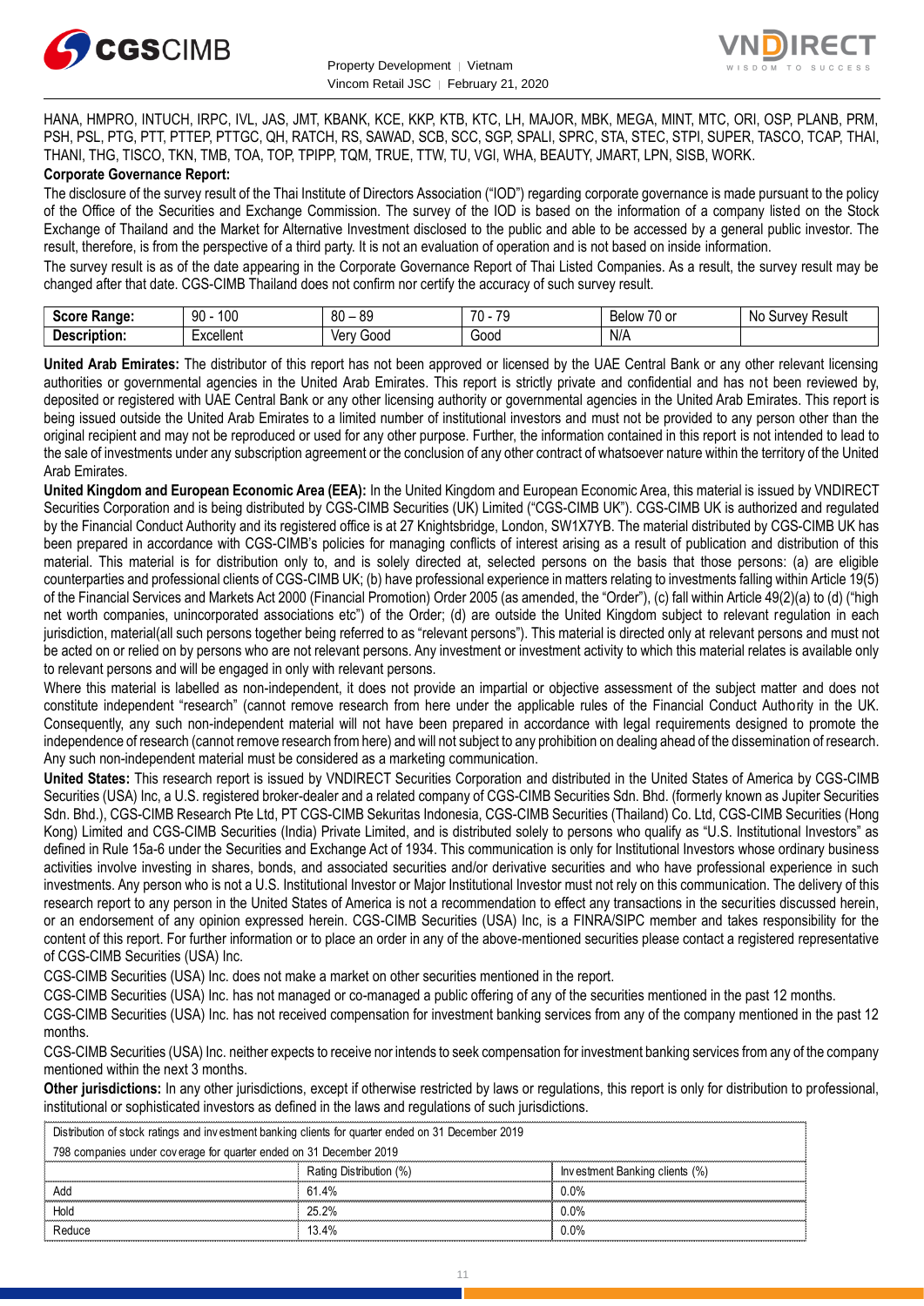HANA, HMPRO, INTUCH, IRPC, IVL, JAS, JMT, KBANK, KCE, KKP, KTB, KTC, LH, MAJOR, MBK, MEGA, MINT, MTC, ORI, OSP, PLANB, PRM, PSH, PSL, PTG, PTT, PTTEP, PTTGC, QH, RATCH, RS, SAWAD, SCB, SCC, SGP, SPALI, SPRC, STA, STEC, STPI, SUPER, TASCO, TCAP, THAI, THANI, THG, TISCO, TKN, TMB, TOA, TOP, TPIPP, TQM, TRUE, TTW, TU, VGI, WHA, BEAUTY, JMART, LPN, SISB, WORK.

**Corporate Governance Report:**

The disclosure of the survey result of the Thai Institute of Directors Association ("IOD") regarding corporate governance is made pursuant to the policy of the Office of the Securities and Exchange Commission. The survey of the IOD is based on the information of a company listed on the Stock Exchange of Thailand and the Market for Alternative Investment disclosed to the public and able to be accessed by a general public investor. The result, therefore, is from the perspective of a third party. It is not an evaluation of operation and is not based on inside information.

The survey result is as of the date appearing in the Corporate Governance Report of Thai Listed Companies. As a result, the survey result may be changed after that date. CGS-CIMB Thailand does not confirm nor certify the accuracy of such survey result.

| **Score Range:** | 90 - 100 | 80 – 89 | 70 - 79 | Below 70 or | No Survey Result |
|---|---|---|---|---|---|
| **Description:** | Excellent | Very Good | Good | N/A | |

**United Arab Emirates:** The distributor of this report has not been approved or licensed by the UAE Central Bank or any other relevant licensing authorities or governmental agencies in the United Arab Emirates. This report is strictly private and confidential and has not been reviewed by, deposited or registered with UAE Central Bank or any other licensing authority or governmental agencies in the United Arab Emirates. This report is being issued outside the United Arab Emirates to a limited number of institutional investors and must not be provided to any person other than the original recipient and may not be reproduced or used for any other purpose. Further, the information contained in this report is not intended to lead to the sale of investments under any subscription agreement or the conclusion of any other contract of whatsoever nature within the territory of the United Arab Emirates.

**United Kingdom and European Economic Area (EEA):** In the United Kingdom and European Economic Area, this material is issued by VNDIRECT Securities Corporation and is being distributed by CGS-CIMB Securities (UK) Limited ("CGS-CIMB UK"). CGS-CIMB UK is authorized and regulated by the Financial Conduct Authority and its registered office is at 27 Knightsbridge, London, SW1X7YB. The material distributed by CGS-CIMB UK has been prepared in accordance with CGS-CIMB's policies for managing conflicts of interest arising as a result of publication and distribution of this material. This material is for distribution only to, and is solely directed at, selected persons on the basis that those persons: (a) are eligible counterparties and professional clients of CGS-CIMB UK; (b) have professional experience in matters relating to investments falling within Article 19(5) of the Financial Services and Markets Act 2000 (Financial Promotion) Order 2005 (as amended, the "Order"), (c) fall within Article 49(2)(a) to (d) ("high net worth companies, unincorporated associations etc") of the Order; (d) are outside the United Kingdom subject to relevant regulation in each jurisdiction, material(all such persons together being referred to as "relevant persons"). This material is directed only at relevant persons and must not be acted on or relied on by persons who are not relevant persons. Any investment or investment activity to which this material relates is available only to relevant persons and will be engaged in only with relevant persons.

Where this material is labelled as non-independent, it does not provide an impartial or objective assessment of the subject matter and does not constitute independent "research" (cannot remove research from here under the applicable rules of the Financial Conduct Authority in the UK. Consequently, any such non-independent material will not have been prepared in accordance with legal requirements designed to promote the independence of research (cannot remove research from here) and will not subject to any prohibition on dealing ahead of the dissemination of research. Any such non-independent material must be considered as a marketing communication.

**United States:** This research report is issued by VNDIRECT Securities Corporation and distributed in the United States of America by CGS-CIMB Securities (USA) Inc, a U.S. registered broker-dealer and a related company of CGS-CIMB Securities Sdn. Bhd. (formerly known as Jupiter Securities Sdn. Bhd.), CGS-CIMB Research Pte Ltd, PT CGS-CIMB Sekuritas Indonesia, CGS-CIMB Securities (Thailand) Co. Ltd, CGS-CIMB Securities (Hong Kong) Limited and CGS-CIMB Securities (India) Private Limited, and is distributed solely to persons who qualify as "U.S. Institutional Investors" as defined in Rule 15a-6 under the Securities and Exchange Act of 1934. This communication is only for Institutional Investors whose ordinary business activities involve investing in shares, bonds, and associated securities and/or derivative securities and who have professional experience in such investments. Any person who is not a U.S. Institutional Investor or Major Institutional Investor must not rely on this communication. The delivery of this research report to any person in the United States of America is not a recommendation to effect any transactions in the securities discussed herein, or an endorsement of any opinion expressed herein. CGS-CIMB Securities (USA) Inc, is a FINRA/SIPC member and takes responsibility for the content of this report. For further information or to place an order in any of the above-mentioned securities please contact a registered representative of CGS-CIMB Securities (USA) Inc.

CGS-CIMB Securities (USA) Inc. does not make a market on other securities mentioned in the report.

CGS-CIMB Securities (USA) Inc. has not managed or co-managed a public offering of any of the securities mentioned in the past 12 months.

CGS-CIMB Securities (USA) Inc. has not received compensation for investment banking services from any of the company mentioned in the past 12 months.

CGS-CIMB Securities (USA) Inc. neither expects to receive nor intends to seek compensation for investment banking services from any of the company mentioned within the next 3 months.

**Other jurisdictions:** In any other jurisdictions, except if otherwise restricted by laws or regulations, this report is only for distribution to professional, institutional or sophisticated investors as defined in the laws and regulations of such jurisdictions.

| Distribution of stock ratings and investment banking clients for quarter ended on 31 December 2019 | | |
|---|---|---|
| 798 companies under coverage for quarter ended on 31 December 2019 | | |
| | Rating Distribution (%) | Investment Banking clients (%) |
| Add | 61.4% | 0.0% |
| Hold | 25.2% | 0.0% |
| Reduce | 13.4% | 0.0% |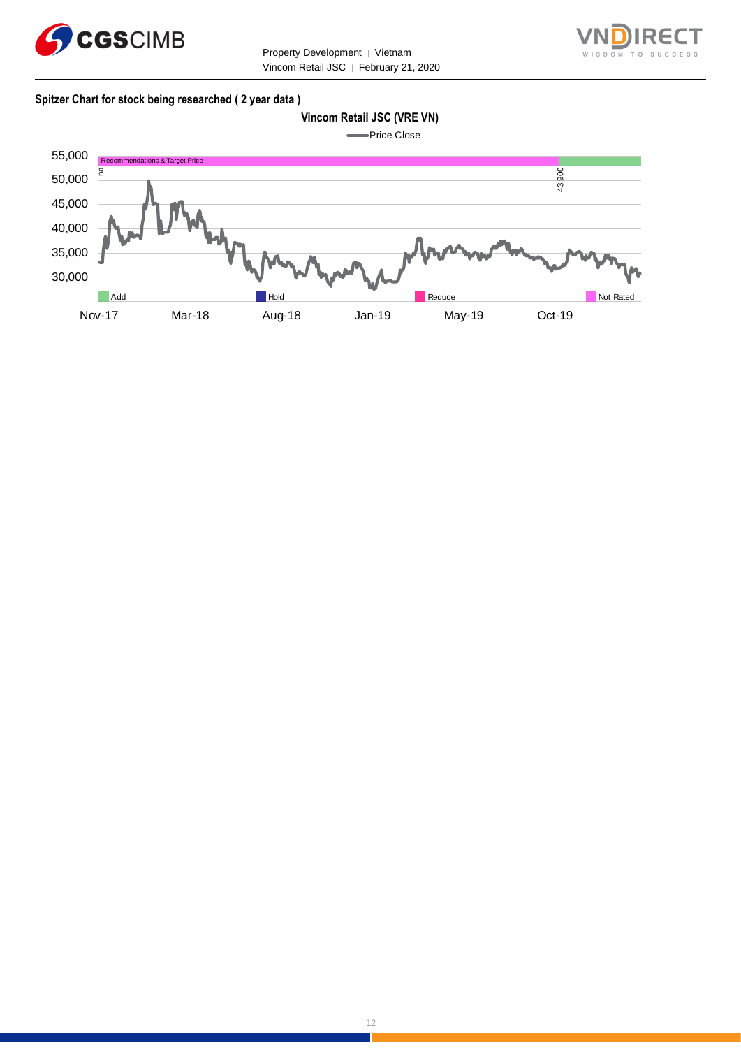**Spitzer Chart for stock being researched ( 2 year data )**

Vincom Retail JSC (VRE VN)

Price Close

Recommendations & Target Price

na

43,900

55,000
50,000
45,000
40,000
35,000
30,000

Add | Hold | Reduce | Not Rated

Nov-17 | Mar-18 | Aug-18 | Jan-19 | May-19 | Oct-19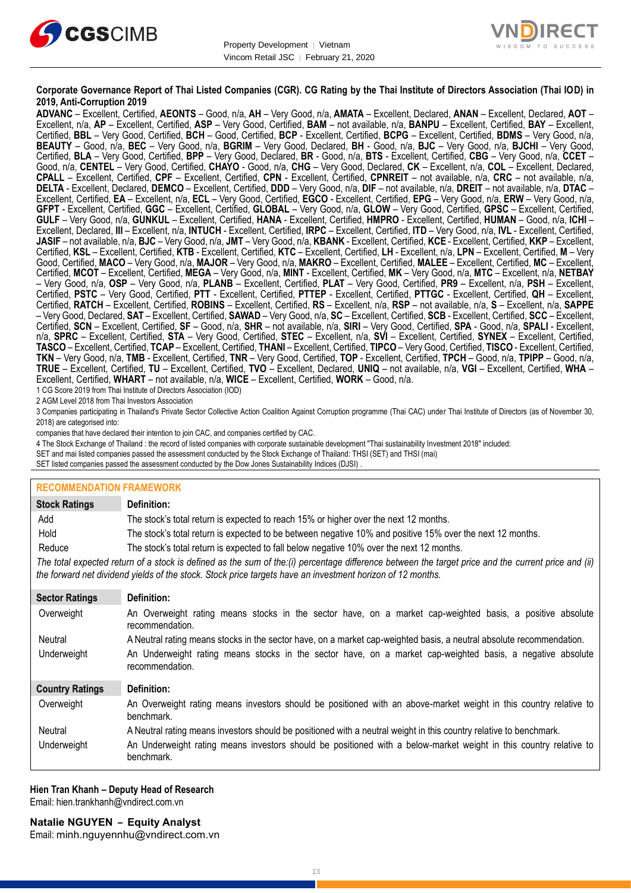**Corporate Governance Report of Thai Listed Companies (CGR). CG Rating by the Thai Institute of Directors Association (Thai IOD) in 2019, Anti-Corruption 2019**

**ADVANC** – Excellent, Certified, **AEONTS** – Good, n/a, **AH** – Very Good, n/a, **AMATA** – Excellent, Declared, **ANAN** – Excellent, Declared, **AOT** – Excellent, n/a, **AP** – Excellent, Certified, **ASP** – Very Good, Certified, **BAM** – not available, n/a, **BANPU** – Excellent, Certified, **BAY** – Excellent, Certified, **BBL** – Very Good, Certified, **BCH** – Good, Certified, **BCP** - Excellent, Certified, **BCPG** – Excellent, Certified, **BDMS** – Very Good, n/a, **BEAUTY** – Good, n/a, **BEC** – Very Good, n/a, **BGRIM** – Very Good, Declared, **BH** - Good, n/a, **BJC** – Very Good, n/a, **BJCHI** – Very Good, Certified, **BLA** – Very Good, Certified, **BPP** – Very Good, Declared, **BR** - Good, n/a, **BTS** - Excellent, Certified, **CBG** – Very Good, n/a, **CCET** – Good, n/a, **CENTEL** – Very Good, Certified, **CHAYO** - Good, n/a, **CHG** – Very Good, Declared, **CK** – Excellent, n/a, **COL** – Excellent, Declared, **CPALL** – Excellent, Certified, **CPF** – Excellent, Certified, **CPN** - Excellent, Certified, **CPNREIT** – not available, n/a, **CRC** – not available, n/a, **DELTA** - Excellent, Declared, **DEMCO** – Excellent, Certified, **DDD** – Very Good, n/a, **DIF** – not available, n/a, **DREIT** – not available, n/a, **DTAC** – Excellent, Certified, **EA** – Excellent, n/a, **ECL** – Very Good, Certified, **EGCO** - Excellent, Certified, **EPG** – Very Good, n/a, **ERW** – Very Good, n/a, **GFPT** - Excellent, Certified, **GGC** – Excellent, Certified, **GLOBAL** – Very Good, n/a, **GLOW** – Very Good, Certified, **GPSC** – Excellent, Certified, **GULF** – Very Good, n/a, **GUNKUL** – Excellent, Certified, **HANA** - Excellent, Certified, **HMPRO** - Excellent, Certified, **HUMAN** – Good, n/a, **ICHI** – Excellent, Declared, **III** – Excellent, n/a, **INTUCH** - Excellent, Certified, **IRPC** – Excellent, Certified, **ITD** – Very Good, n/a, **IVL** - Excellent, Certified, **JASIF** – not available, n/a, **BJC** – Very Good, n/a, **JMT** – Very Good, n/a, **KBANK** - Excellent, Certified, **KCE** - Excellent, Certified, **KKP** – Excellent, Certified, **KSL** – Excellent, Certified, **KTB** - Excellent, Certified, **KTC** – Excellent, Certified, **LH** - Excellent, n/a, **LPN** – Excellent, Certified, **M** – Very Good, Certified, **MACO** – Very Good, n/a, **MAJOR** – Very Good, n/a, **MAKRO** – Excellent, Certified, **MALEE** – Excellent, Certified, **MC** – Excellent, Certified, **MCOT** – Excellent, Certified, **MEGA** – Very Good, n/a, **MINT** - Excellent, Certified, **MK** – Very Good, n/a, **MTC** – Excellent, n/a, **NETBAY** – Very Good, n/a, **OSP** – Very Good, n/a, **PLANB** – Excellent, Certified, **PLAT** – Very Good, Certified, **PR9** – Excellent, n/a, **PSH** – Excellent, Certified, **PSTC** – Very Good, Certified, **PTT** - Excellent, Certified, **PTTEP** - Excellent, Certified, **PTTGC** - Excellent, Certified, **QH** – Excellent, Certified, **RATCH** – Excellent, Certified, **ROBINS** – Excellent, Certified, **RS** – Excellent, n/a, **RSP** – not available, n/a, **S** – Excellent, n/a, **SAPPE** – Very Good, Declared, **SAT** – Excellent, Certified, **SAWAD** – Very Good, n/a, **SC** – Excellent, Certified, **SCB** - Excellent, Certified, **SCC** – Excellent, Certified, **SCN** – Excellent, Certified, **SF** – Good, n/a, **SHR** – not available, n/a, **SIRI** – Very Good, Certified, **SPA** - Good, n/a, **SPALI** - Excellent, n/a, **SPRC** – Excellent, Certified, **STA** – Very Good, Certified, **STEC** – Excellent, n/a, **SVI** – Excellent, Certified, **SYNEX** – Excellent, Certified, **TASCO** – Excellent, Certified, **TCAP** – Excellent, Certified, **THANI** – Excellent, Certified, **TIPCO** – Very Good, Certified, **TISCO** - Excellent, Certified, **TKN** – Very Good, n/a, **TMB** - Excellent, Certified, **TNR** – Very Good, Certified, **TOP** - Excellent, Certified, **TPCH** – Good, n/a, **TPIPP** – Good, n/a, **TRUE** – Excellent, Certified, **TU** – Excellent, Certified, **TVO** – Excellent, Declared, **UNIQ** – not available, n/a, **VGI** – Excellent, Certified, **WHA** – Excellent, Certified, **WHART** – not available, n/a, **WICE** – Excellent, Certified, **WORK** – Good, n/a.

1 CG Score 2019 from Thai Institute of Directors Association (IOD)

2 AGM Level 2018 from Thai Investors Association

3 Companies participating in Thailand's Private Sector Collective Action Coalition Against Corruption programme (Thai CAC) under Thai Institute of Directors (as of November 30, 2018) are categorised into:

companies that have declared their intention to join CAC, and companies certified by CAC.

4 The Stock Exchange of Thailand : the record of listed companies with corporate sustainable development "Thai sustainability Investment 2018" included:

SET and mai listed companies passed the assessment conducted by the Stock Exchange of Thailand: THSI (SET) and THSI (mai)

SET listed companies passed the assessment conducted by the Dow Jones Sustainability Indices (DJSI) .

## RECOMMENDATION FRAMEWORK

| Stock Ratings | Definition: |
|---|---|
| Add | The stock's total return is expected to reach 15% or higher over the next 12 months. |
| Hold | The stock's total return is expected to be between negative 10% and positive 15% over the next 12 months. |
| Reduce | The stock's total return is expected to fall below negative 10% over the next 12 months. |

*The total expected return of a stock is defined as the sum of the:(i) percentage difference between the target price and the current price and (ii) the forward net dividend yields of the stock. Stock price targets have an investment horizon of 12 months.*

| Sector Ratings | Definition: |
|---|---|
| Overweight | An Overweight rating means stocks in the sector have, on a market cap-weighted basis, a positive absolute recommendation. |
| Neutral | A Neutral rating means stocks in the sector have, on a market cap-weighted basis, a neutral absolute recommendation. |
| Underweight | An Underweight rating means stocks in the sector have, on a market cap-weighted basis, a negative absolute recommendation. |

| Country Ratings | Definition: |
|---|---|
| Overweight | An Overweight rating means investors should be positioned with an above-market weight in this country relative to benchmark. |
| Neutral | A Neutral rating means investors should be positioned with a neutral weight in this country relative to benchmark. |
| Underweight | An Underweight rating means investors should be positioned with a below-market weight in this country relative to benchmark. |

**Hien Tran Khanh – Deputy Head of Research**
Email: hien.trankhanh@vndirect.com.vn

**Natalie NGUYEN – Equity Analyst**
Email: minh.nguyennhu@vndirect.com.vn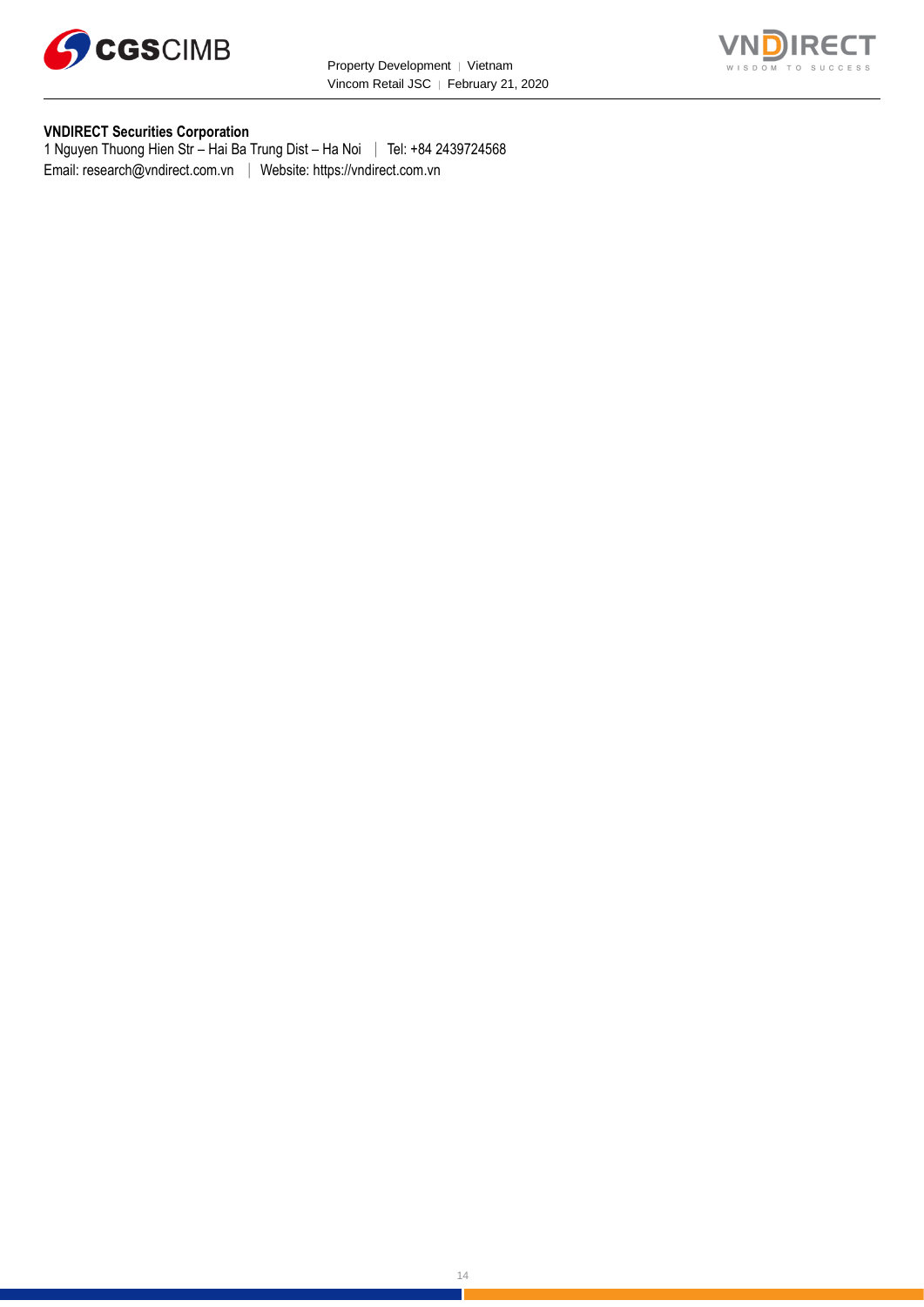**VNDIRECT Securities Corporation**

1 Nguyen Thuong Hien Str – Hai Ba Trung Dist – Ha Noi | Tel: +84 2439724568

Email: research@vndirect.com.vn | Website: https://vndirect.com.vn